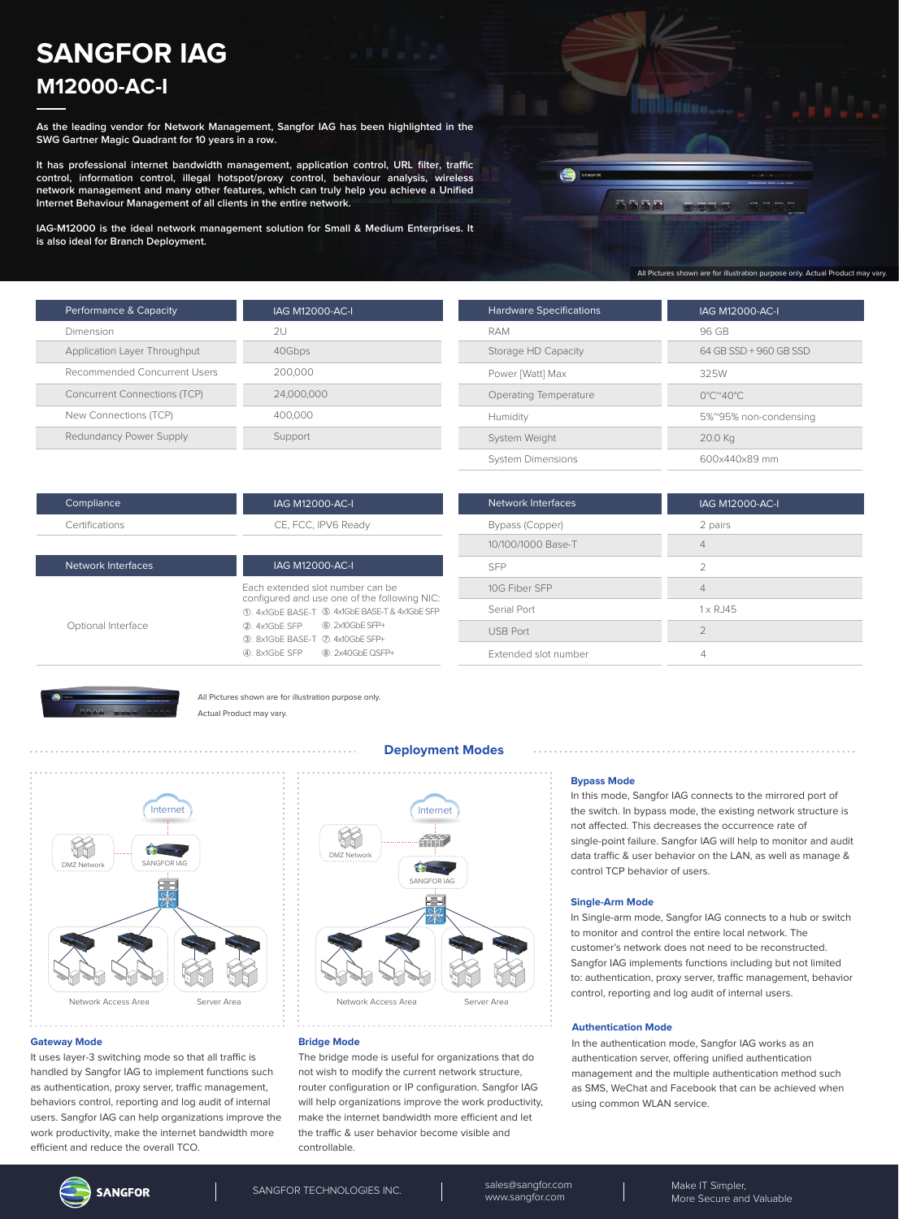# SANGFOR IAG

## M12000-AC-I

**As the leading vendor for Network Management, Sangfor IAG has been highlighted in the SWG Gartner Magic Quadrant for 10 years in a row.**

**It has professional internet bandwidth management, application control, URL filter, traffic control, information control, illegal hotspot/proxy control, behaviour analysis, wireless network management and many other features, which can truly help you achieve a Unified Internet Behaviour Management of all clients in the entire network.**

**IAG-M12000 is the ideal network management solution for Small & Medium Enterprises. It is also ideal for Branch Deployment.**

All Pictures shown are for illustration purpose only. Actual Product may vary.

| Performance & Capacity | IAG M12000-AC-I |
|---|---|
| Dimension | 2U |
| Application Layer Throughput | 40Gbps |
| Recommended Concurrent Users | 200,000 |
| Concurrent Connections (TCP) | 24,000,000 |
| New Connections (TCP) | 400,000 |
| Redundancy Power Supply | Support |

| Hardware Specifications | IAG M12000-AC-I |
|---|---|
| RAM | 96 GB |
| Storage HD Capacity | 64 GB SSD + 960 GB SSD |
| Power [Watt] Max | 325W |
| Operating Temperature | 0°C~40°C |
| Humidity | 5%~95% non-condensing |
| System Weight | 20.0 Kg |
| System Dimensions | 600x440x89 mm |

| Compliance | IAG M12000-AC-I |
|---|---|
| Certifications | CE, FCC, IPV6 Ready |

| Network Interfaces | IAG M12000-AC-I |
|---|---|
| Optional Interface | Each extended slot number can be configured and use one of the following NIC: ①. 4x1GbE BASE-T ②. 4x1GbE SFP ③. 8x1GbE BASE-T ④. 8x1GbE SFP ⑤. 4x1GbE BASE-T & 4x1GbE SFP ⑥. 2x10GbE SFP+ ⑦. 4x10GbE SFP+ ⑧. 2x40GbE QSFP+ |

| Network Interfaces | IAG M12000-AC-I |
|---|---|
| Bypass (Copper) | 2 pairs |
| 10/100/1000 Base-T | 4 |
| SFP | 2 |
| 10G Fiber SFP | 4 |
| Serial Port | 1 x RJ45 |
| USB Port | 2 |
| Extended slot number | 4 |

All Pictures shown are for illustration purpose only. Actual Product may vary.

## Deployment Modes

### Gateway Mode

It uses layer-3 switching mode so that all traffic is handled by Sangfor IAG to implement functions such as authentication, proxy server, traffic management, behaviors control, reporting and log audit of internal users. Sangfor IAG can help organizations improve the work productivity, make the internet bandwidth more efficient and reduce the overall TCO.

### Bridge Mode

The bridge mode is useful for organizations that do not wish to modify the current network structure, router configuration or IP configuration. Sangfor IAG will help organizations improve the work productivity, make the internet bandwidth more efficient and let the traffic & user behavior become visible and controllable.

### Bypass Mode

In this mode, Sangfor IAG connects to the mirrored port of the switch. In bypass mode, the existing network structure is not affected. This decreases the occurrence rate of single-point failure. Sangfor IAG will help to monitor and audit data traffic & user behavior on the LAN, as well as manage & control TCP behavior of users.

### Single-Arm Mode

In Single-arm mode, Sangfor IAG connects to a hub or switch to monitor and control the entire local network. The customer's network does not need to be reconstructed. Sangfor IAG implements functions including but not limited to: authentication, proxy server, traffic management, behavior control, reporting and log audit of internal users.

### Authentication Mode

In the authentication mode, Sangfor IAG works as an authentication server, offering unified authentication management and the multiple authentication method such as SMS, WeChat and Facebook that can be achieved when using common WLAN service.

SANGFOR TECHNOLOGIES INC. | sales@sangfor.com www.sangfor.com | Make IT Simpler, More Secure and Valuable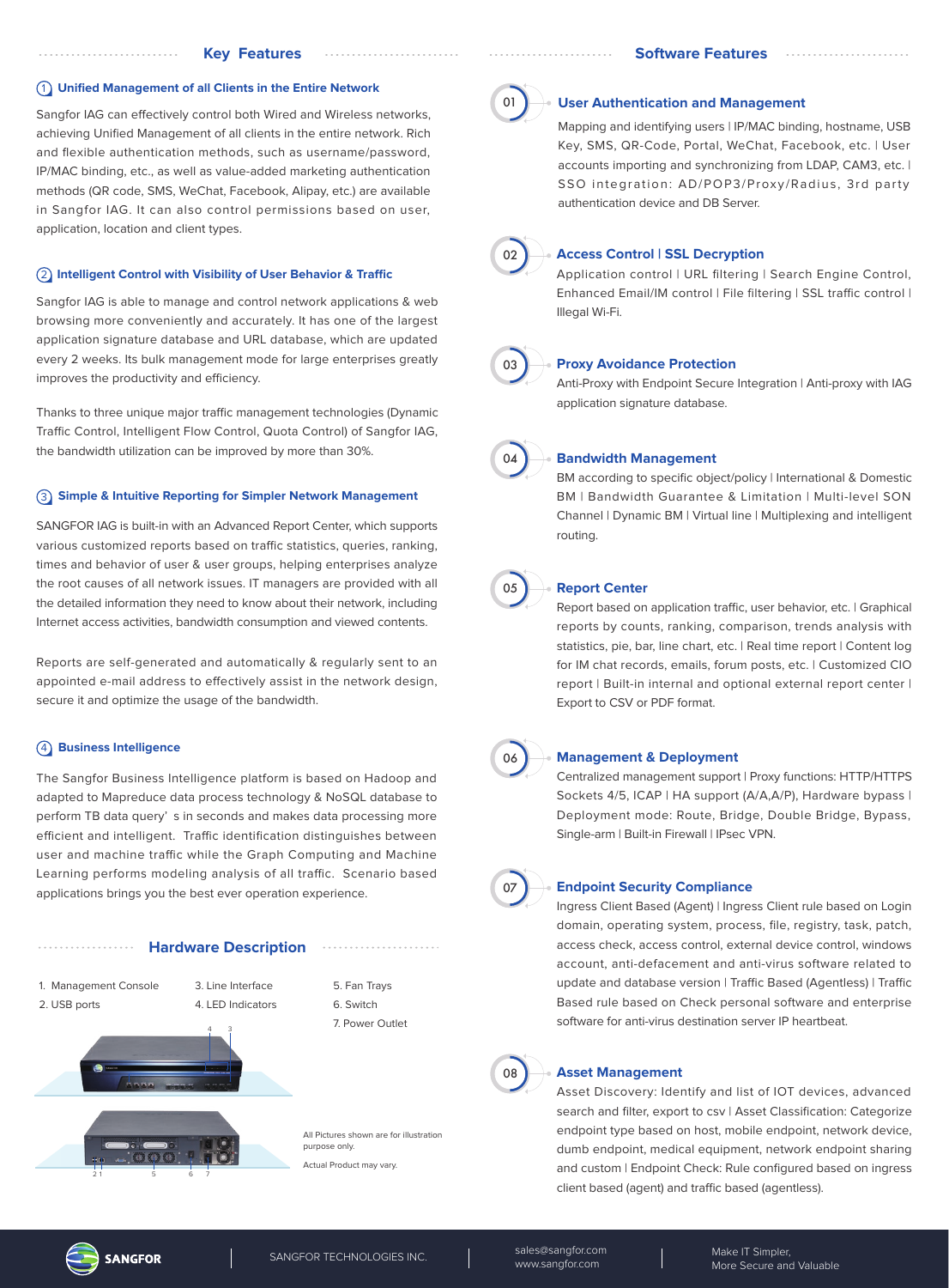## Key Features

### 1. Unified Management of all Clients in the Entire Network

Sangfor IAG can effectively control both Wired and Wireless networks, achieving Unified Management of all clients in the entire network. Rich and flexible authentication methods, such as username/password, IP/MAC binding, etc., as well as value-added marketing authentication methods (QR code, SMS, WeChat, Facebook, Alipay, etc.) are available in Sangfor IAG. It can also control permissions based on user, application, location and client types.

### 2. Intelligent Control with Visibility of User Behavior & Traffic

Sangfor IAG is able to manage and control network applications & web browsing more conveniently and accurately. It has one of the largest application signature database and URL database, which are updated every 2 weeks. Its bulk management mode for large enterprises greatly improves the productivity and efficiency.

Thanks to three unique major traffic management technologies (Dynamic Traffic Control, Intelligent Flow Control, Quota Control) of Sangfor IAG, the bandwidth utilization can be improved by more than 30%.

### 3. Simple & Intuitive Reporting for Simpler Network Management

SANGFOR IAG is built-in with an Advanced Report Center, which supports various customized reports based on traffic statistics, queries, ranking, times and behavior of user & user groups, helping enterprises analyze the root causes of all network issues. IT managers are provided with all the detailed information they need to know about their network, including Internet access activities, bandwidth consumption and viewed contents.

Reports are self-generated and automatically & regularly sent to an appointed e-mail address to effectively assist in the network design, secure it and optimize the usage of the bandwidth.

### 4. Business Intelligence

The Sangfor Business Intelligence platform is based on Hadoop and adapted to Mapreduce data process technology & NoSQL database to perform TB data query' s in seconds and makes data processing more efficient and intelligent. Traffic identification distinguishes between user and machine traffic while the Graph Computing and Machine Learning performs modeling analysis of all traffic. Scenario based applications brings you the best ever operation experience.

## Hardware Description

1. Management Console
2. USB ports
3. Line Interface
4. LED Indicators
5. Fan Trays
6. Switch
7. Power Outlet

All Pictures shown are for illustration purpose only.

Actual Product may vary.

## Software Features

### 01 User Authentication and Management

Mapping and identifying users | IP/MAC binding, hostname, USB Key, SMS, QR-Code, Portal, WeChat, Facebook, etc. | User accounts importing and synchronizing from LDAP, CAM3, etc. | SSO integration: AD/POP3/Proxy/Radius, 3rd party authentication device and DB Server.

### 02 Access Control | SSL Decryption

Application control | URL filtering | Search Engine Control, Enhanced Email/IM control | File filtering | SSL traffic control | Illegal Wi-Fi.

### 03 Proxy Avoidance Protection

Anti-Proxy with Endpoint Secure Integration | Anti-proxy with IAG application signature database.

### 04 Bandwidth Management

BM according to specific object/policy | International & Domestic BM | Bandwidth Guarantee & Limitation | Multi-level SON Channel | Dynamic BM | Virtual line | Multiplexing and intelligent routing.

### 05 Report Center

Report based on application traffic, user behavior, etc. | Graphical reports by counts, ranking, comparison, trends analysis with statistics, pie, bar, line chart, etc. | Real time report | Content log for IM chat records, emails, forum posts, etc. | Customized CIO report | Built-in internal and optional external report center | Export to CSV or PDF format.

### 06 Management & Deployment

Centralized management support | Proxy functions: HTTP/HTTPS Sockets 4/5, ICAP | HA support (A/A,A/P), Hardware bypass | Deployment mode: Route, Bridge, Double Bridge, Bypass, Single-arm | Built-in Firewall | IPsec VPN.

### 07 Endpoint Security Compliance

Ingress Client Based (Agent) | Ingress Client rule based on Login domain, operating system, process, file, registry, task, patch, access check, access control, external device control, windows account, anti-defacement and anti-virus software related to update and database version | Traffic Based (Agentless) | Traffic Based rule based on Check personal software and enterprise software for anti-virus destination server IP heartbeat.

### 08 Asset Management

Asset Discovery: Identify and list of IOT devices, advanced search and filter, export to csv | Asset Classification: Categorize endpoint type based on host, mobile endpoint, network device, dumb endpoint, medical equipment, network endpoint sharing and custom | Endpoint Check: Rule configured based on ingress client based (agent) and traffic based (agentless).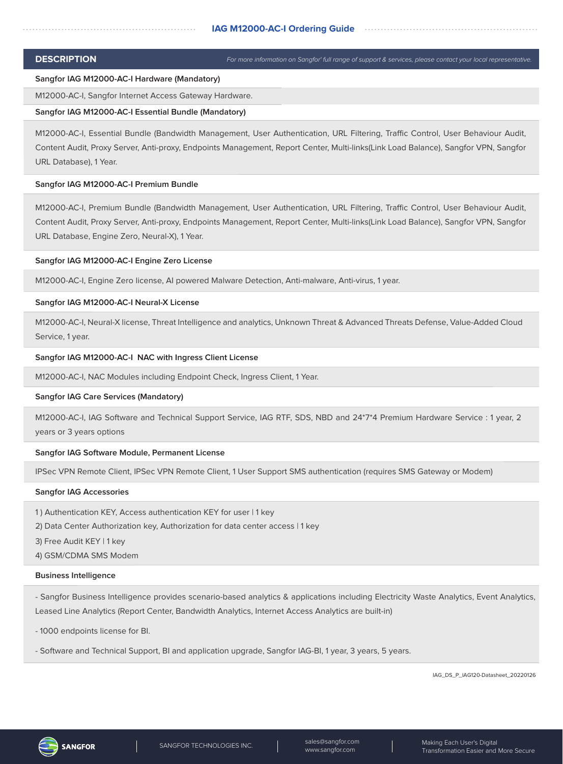## IAG M12000-AC-I Ordering Guide

### DESCRIPTION

*For more information on Sangfor' full range of support & services, please contact your local representative.*

**Sangfor IAG M12000-AC-I Hardware (Mandatory)**

M12000-AC-I, Sangfor Internet Access Gateway Hardware.

**Sangfor IAG M12000-AC-I Essential Bundle (Mandatory)**

M12000-AC-I, Essential Bundle (Bandwidth Management, User Authentication, URL Filtering, Traffic Control, User Behaviour Audit, Content Audit, Proxy Server, Anti-proxy, Endpoints Management, Report Center, Multi-links(Link Load Balance), Sangfor VPN, Sangfor URL Database), 1 Year.

**Sangfor IAG M12000-AC-I Premium Bundle**

M12000-AC-I, Premium Bundle (Bandwidth Management, User Authentication, URL Filtering, Traffic Control, User Behaviour Audit, Content Audit, Proxy Server, Anti-proxy, Endpoints Management, Report Center, Multi-links(Link Load Balance), Sangfor VPN, Sangfor URL Database, Engine Zero, Neural-X), 1 Year.

**Sangfor IAG M12000-AC-I Engine Zero License**

M12000-AC-I, Engine Zero license, AI powered Malware Detection, Anti-malware, Anti-virus, 1 year.

**Sangfor IAG M12000-AC-I Neural-X License**

M12000-AC-I, Neural-X license, Threat Intelligence and analytics, Unknown Threat & Advanced Threats Defense, Value-Added Cloud Service, 1 year.

**Sangfor IAG M12000-AC-I NAC with Ingress Client License**

M12000-AC-I, NAC Modules including Endpoint Check, Ingress Client, 1 Year.

**Sangfor IAG Care Services (Mandatory)**

M12000-AC-I, IAG Software and Technical Support Service, IAG RTF, SDS, NBD and 24*7*4 Premium Hardware Service : 1 year, 2 years or 3 years options

**Sangfor IAG Software Module, Permanent License**

IPSec VPN Remote Client, IPSec VPN Remote Client, 1 User Support SMS authentication (requires SMS Gateway or Modem)

**Sangfor IAG Accessories**

1 ) Authentication KEY, Access authentication KEY for user | 1 key
2) Data Center Authorization key, Authorization for data center access | 1 key
3) Free Audit KEY | 1 key
4) GSM/CDMA SMS Modem

**Business Intelligence**

- Sangfor Business Intelligence provides scenario-based analytics & applications including Electricity Waste Analytics, Event Analytics, Leased Line Analytics (Report Center, Bandwidth Analytics, Internet Access Analytics are built-in)

- 1000 endpoints license for BI.

- Software and Technical Support, BI and application upgrade, Sangfor IAG-BI, 1 year, 3 years, 5 years.

IAG_DS_P_IAG120-Datasheet_20220126

SANGFOR | SANGFOR TECHNOLOGIES INC. | sales@sangfor.com www.sangfor.com | Making Each User's Digital Transformation Easier and More Secure